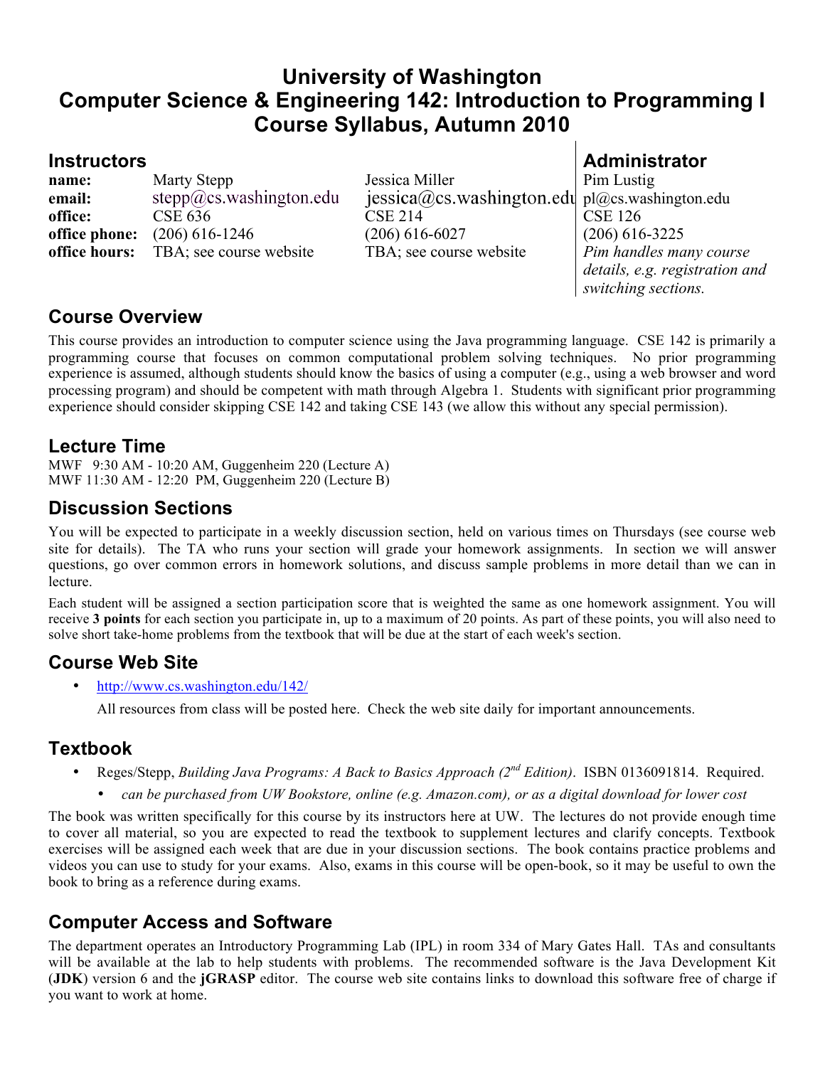# University of Washington
# Computer Science & Engineering 142: Introduction to Programming I
# Course Syllabus, Autumn 2010

## Instructors

| | | |
|---|---|---|
| **name:** | Marty Stepp | Jessica Miller |
| **email:** | stepp@cs.washington.edu | jessica@cs.washington.edu |
| **office:** | CSE 636 | CSE 214 |
| **office phone:** | (206) 616-1246 | (206) 616-6027 |
| **office hours:** | TBA; see course website | TBA; see course website |

## Administrator

Pim Lustig
pl@cs.washington.edu
CSE 126
(206) 616-3225
*Pim handles many course details, e.g. registration and switching sections.*

## Course Overview

This course provides an introduction to computer science using the Java programming language. CSE 142 is primarily a programming course that focuses on common computational problem solving techniques. No prior programming experience is assumed, although students should know the basics of using a computer (e.g., using a web browser and word processing program) and should be competent with math through Algebra 1. Students with significant prior programming experience should consider skipping CSE 142 and taking CSE 143 (we allow this without any special permission).

## Lecture Time

MWF 9:30 AM - 10:20 AM, Guggenheim 220 (Lecture A)
MWF 11:30 AM - 12:20 PM, Guggenheim 220 (Lecture B)

## Discussion Sections

You will be expected to participate in a weekly discussion section, held on various times on Thursdays (see course web site for details). The TA who runs your section will grade your homework assignments. In section we will answer questions, go over common errors in homework solutions, and discuss sample problems in more detail than we can in lecture.

Each student will be assigned a section participation score that is weighted the same as one homework assignment. You will receive **3 points** for each section you participate in, up to a maximum of 20 points. As part of these points, you will also need to solve short take-home problems from the textbook that will be due at the start of each week's section.

## Course Web Site

- http://www.cs.washington.edu/142/

  All resources from class will be posted here. Check the web site daily for important announcements.

## Textbook

- Reges/Stepp, *Building Java Programs: A Back to Basics Approach (2nd Edition)*. ISBN 0136091814. Required.
  - *can be purchased from UW Bookstore, online (e.g. Amazon.com), or as a digital download for lower cost*

The book was written specifically for this course by its instructors here at UW. The lectures do not provide enough time to cover all material, so you are expected to read the textbook to supplement lectures and clarify concepts. Textbook exercises will be assigned each week that are due in your discussion sections. The book contains practice problems and videos you can use to study for your exams. Also, exams in this course will be open-book, so it may be useful to own the book to bring as a reference during exams.

## Computer Access and Software

The department operates an Introductory Programming Lab (IPL) in room 334 of Mary Gates Hall. TAs and consultants will be available at the lab to help students with problems. The recommended software is the Java Development Kit (**JDK**) version 6 and the **jGRASP** editor. The course web site contains links to download this software free of charge if you want to work at home.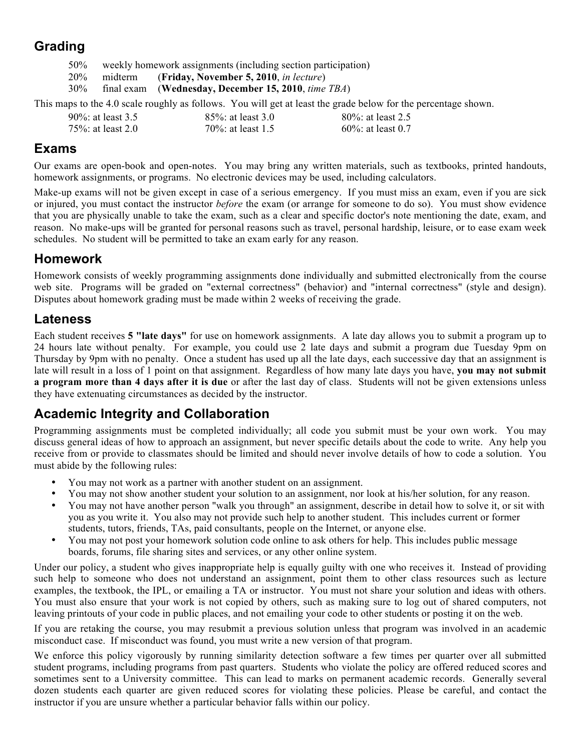## Grading

| | | |
|---|---|---|
| 50% | weekly homework assignments (including section participation) | |
| 20% | midterm | (**Friday, November 5, 2010**, *in lecture*) |
| 30% | final exam | (**Wednesday, December 15, 2010**, *time TBA*) |

This maps to the 4.0 scale roughly as follows. You will get at least the grade below for the percentage shown.

| | | |
|---|---|---|
| 90%: at least 3.5 | 85%: at least 3.0 | 80%: at least 2.5 |
| 75%: at least 2.0 | 70%: at least 1.5 | 60%: at least 0.7 |

## Exams

Our exams are open-book and open-notes. You may bring any written materials, such as textbooks, printed handouts, homework assignments, or programs. No electronic devices may be used, including calculators.

Make-up exams will not be given except in case of a serious emergency. If you must miss an exam, even if you are sick or injured, you must contact the instructor *before* the exam (or arrange for someone to do so). You must show evidence that you are physically unable to take the exam, such as a clear and specific doctor's note mentioning the date, exam, and reason. No make-ups will be granted for personal reasons such as travel, personal hardship, leisure, or to ease exam week schedules. No student will be permitted to take an exam early for any reason.

## Homework

Homework consists of weekly programming assignments done individually and submitted electronically from the course web site. Programs will be graded on "external correctness" (behavior) and "internal correctness" (style and design). Disputes about homework grading must be made within 2 weeks of receiving the grade.

## Lateness

Each student receives **5 "late days"** for use on homework assignments. A late day allows you to submit a program up to 24 hours late without penalty. For example, you could use 2 late days and submit a program due Tuesday 9pm on Thursday by 9pm with no penalty. Once a student has used up all the late days, each successive day that an assignment is late will result in a loss of 1 point on that assignment. Regardless of how many late days you have, **you may not submit a program more than 4 days after it is due** or after the last day of class. Students will not be given extensions unless they have extenuating circumstances as decided by the instructor.

## Academic Integrity and Collaboration

Programming assignments must be completed individually; all code you submit must be your own work. You may discuss general ideas of how to approach an assignment, but never specific details about the code to write. Any help you receive from or provide to classmates should be limited and should never involve details of how to code a solution. You must abide by the following rules:

- You may not work as a partner with another student on an assignment.
- You may not show another student your solution to an assignment, nor look at his/her solution, for any reason.
- You may not have another person "walk you through" an assignment, describe in detail how to solve it, or sit with you as you write it. You also may not provide such help to another student. This includes current or former students, tutors, friends, TAs, paid consultants, people on the Internet, or anyone else.
- You may not post your homework solution code online to ask others for help. This includes public message boards, forums, file sharing sites and services, or any other online system.

Under our policy, a student who gives inappropriate help is equally guilty with one who receives it. Instead of providing such help to someone who does not understand an assignment, point them to other class resources such as lecture examples, the textbook, the IPL, or emailing a TA or instructor. You must not share your solution and ideas with others. You must also ensure that your work is not copied by others, such as making sure to log out of shared computers, not leaving printouts of your code in public places, and not emailing your code to other students or posting it on the web.

If you are retaking the course, you may resubmit a previous solution unless that program was involved in an academic misconduct case. If misconduct was found, you must write a new version of that program.

We enforce this policy vigorously by running similarity detection software a few times per quarter over all submitted student programs, including programs from past quarters. Students who violate the policy are offered reduced scores and sometimes sent to a University committee. This can lead to marks on permanent academic records. Generally several dozen students each quarter are given reduced scores for violating these policies. Please be careful, and contact the instructor if you are unsure whether a particular behavior falls within our policy.